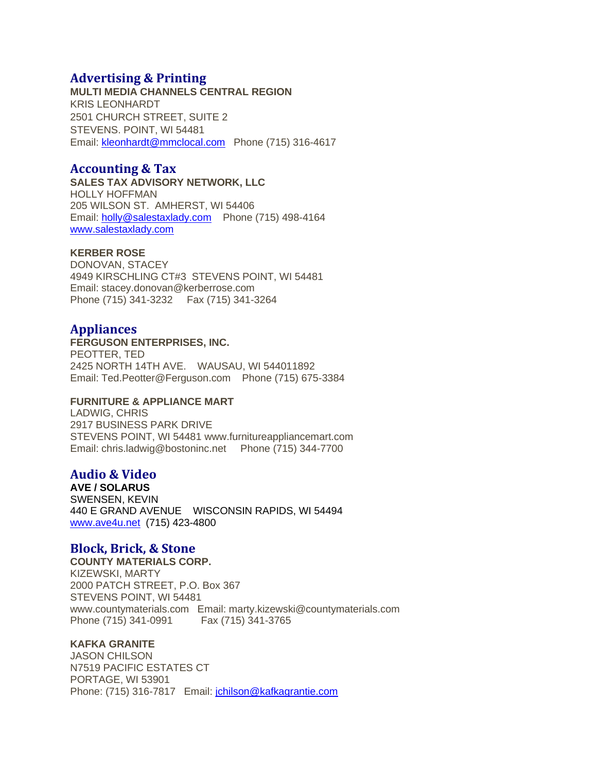## Advertising & Printing

**MULTI MEDIA CHANNELS CENTRAL REGION**
KRIS LEONHARDT
2501 CHURCH STREET, SUITE 2
STEVENS. POINT, WI 54481
Email: kleonhardt@mmclocal.com Phone (715) 316-4617

## Accounting & Tax

**SALES TAX ADVISORY NETWORK, LLC**
HOLLY HOFFMAN
205 WILSON ST. AMHERST, WI 54406
Email: holly@salestaxlady.com Phone (715) 498-4164
www.salestaxlady.com

**KERBER ROSE**
DONOVAN, STACEY
4949 KIRSCHLING CT#3 STEVENS POINT, WI 54481
Email: stacey.donovan@kerberrose.com
Phone (715) 341-3232 Fax (715) 341-3264

## Appliances

**FERGUSON ENTERPRISES, INC.**
PEOTTER, TED
2425 NORTH 14TH AVE. WAUSAU, WI 544011892
Email: Ted.Peotter@Ferguson.com Phone (715) 675-3384

**FURNITURE & APPLIANCE MART**
LADWIG, CHRIS
2917 BUSINESS PARK DRIVE
STEVENS POINT, WI 54481 www.furnitureappliancemart.com
Email: chris.ladwig@bostoninc.net Phone (715) 344-7700

## Audio & Video

**AVE / SOLARUS**
SWENSEN, KEVIN
440 E GRAND AVENUE WISCONSIN RAPIDS, WI 54494
www.ave4u.net (715) 423-4800

## Block, Brick, & Stone

**COUNTY MATERIALS CORP.**
KIZEWSKI, MARTY
2000 PATCH STREET, P.O. Box 367
STEVENS POINT, WI 54481
www.countymaterials.com Email: marty.kizewski@countymaterials.com
Phone (715) 341-0991 Fax (715) 341-3765

**KAFKA GRANITE**
JASON CHILSON
N7519 PACIFIC ESTATES CT
PORTAGE, WI 53901
Phone: (715) 316-7817 Email: jchilson@kafkagrantie.com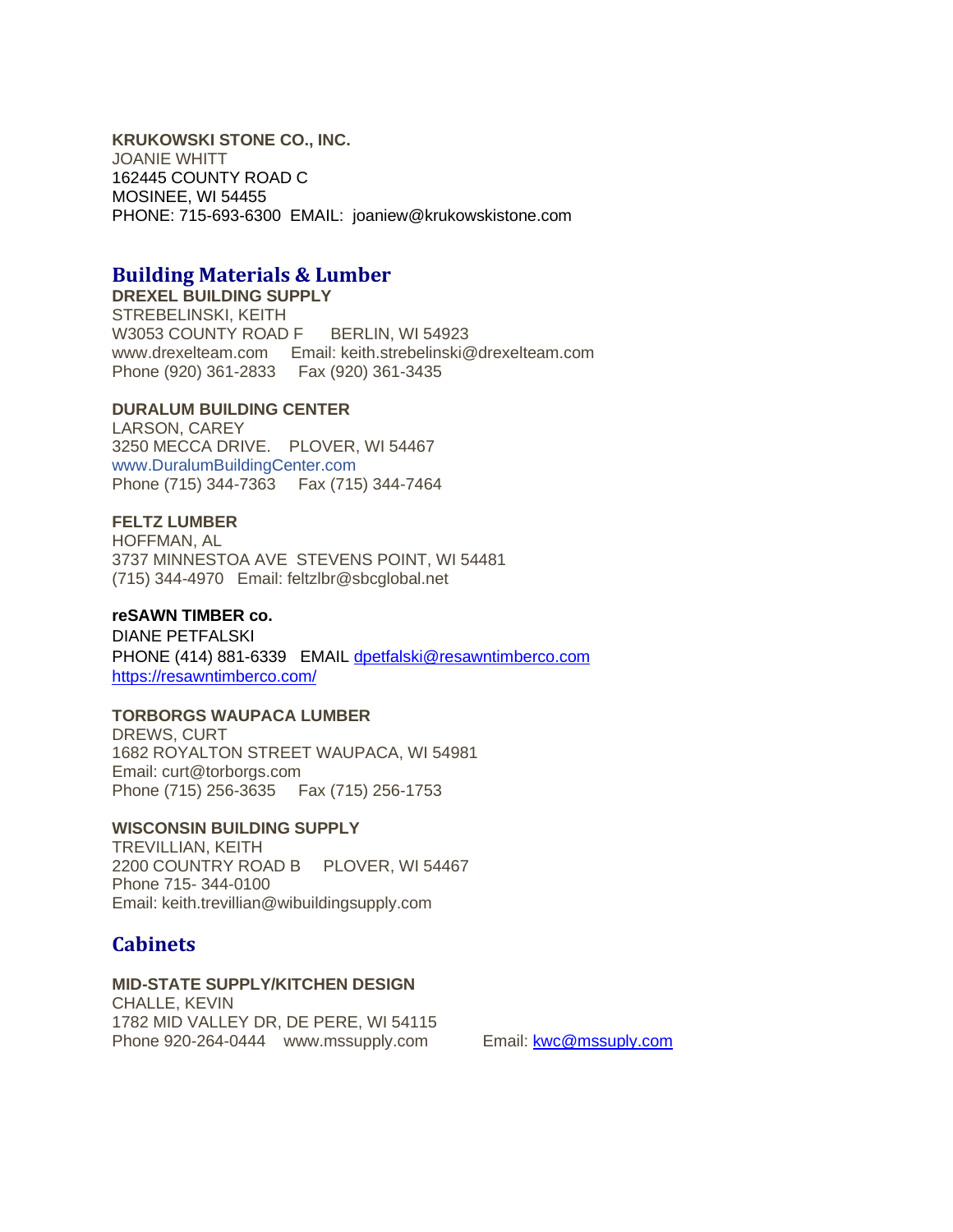**KRUKOWSKI STONE CO., INC.**
JOANIE WHITT
162445 COUNTY ROAD C
MOSINEE, WI 54455
PHONE: 715-693-6300  EMAIL:  joaniew@krukowskistone.com

## Building Materials & Lumber

**DREXEL BUILDING SUPPLY**
STREBELINSKI, KEITH
W3053 COUNTY ROAD F     BERLIN, WI 54923
www.drexelteam.com     Email: keith.strebelinski@drexelteam.com
Phone (920) 361-2833     Fax (920) 361-3435

**DURALUM BUILDING CENTER**
LARSON, CAREY
3250 MECCA DRIVE.    PLOVER, WI 54467
www.DuralumBuildingCenter.com
Phone (715) 344-7363     Fax (715) 344-7464

**FELTZ LUMBER**
HOFFMAN, AL
3737 MINNESTOA AVE  STEVENS POINT, WI 54481
(715) 344-4970   Email: feltzlbr@sbcglobal.net

**reSAWN TIMBER co.**
DIANE PETFALSKI
PHONE (414) 881-6339   EMAIL dpetfalski@resawntimberco.com
https://resawntimberco.com/

**TORBORGS WAUPACA LUMBER**
DREWS, CURT
1682 ROYALTON STREET WAUPACA, WI 54981
Email: curt@torborgs.com
Phone (715) 256-3635     Fax (715) 256-1753

**WISCONSIN BUILDING SUPPLY**
TREVILLIAN, KEITH
2200 COUNTRY ROAD B     PLOVER, WI 54467
Phone 715- 344-0100
Email: keith.trevillian@wibuildingsupply.com

## Cabinets

**MID-STATE SUPPLY/KITCHEN DESIGN**
CHALLE, KEVIN
1782 MID VALLEY DR, DE PERE, WI 54115
Phone 920-264-0444    www.mssupply.com          Email: kwc@mssuply.com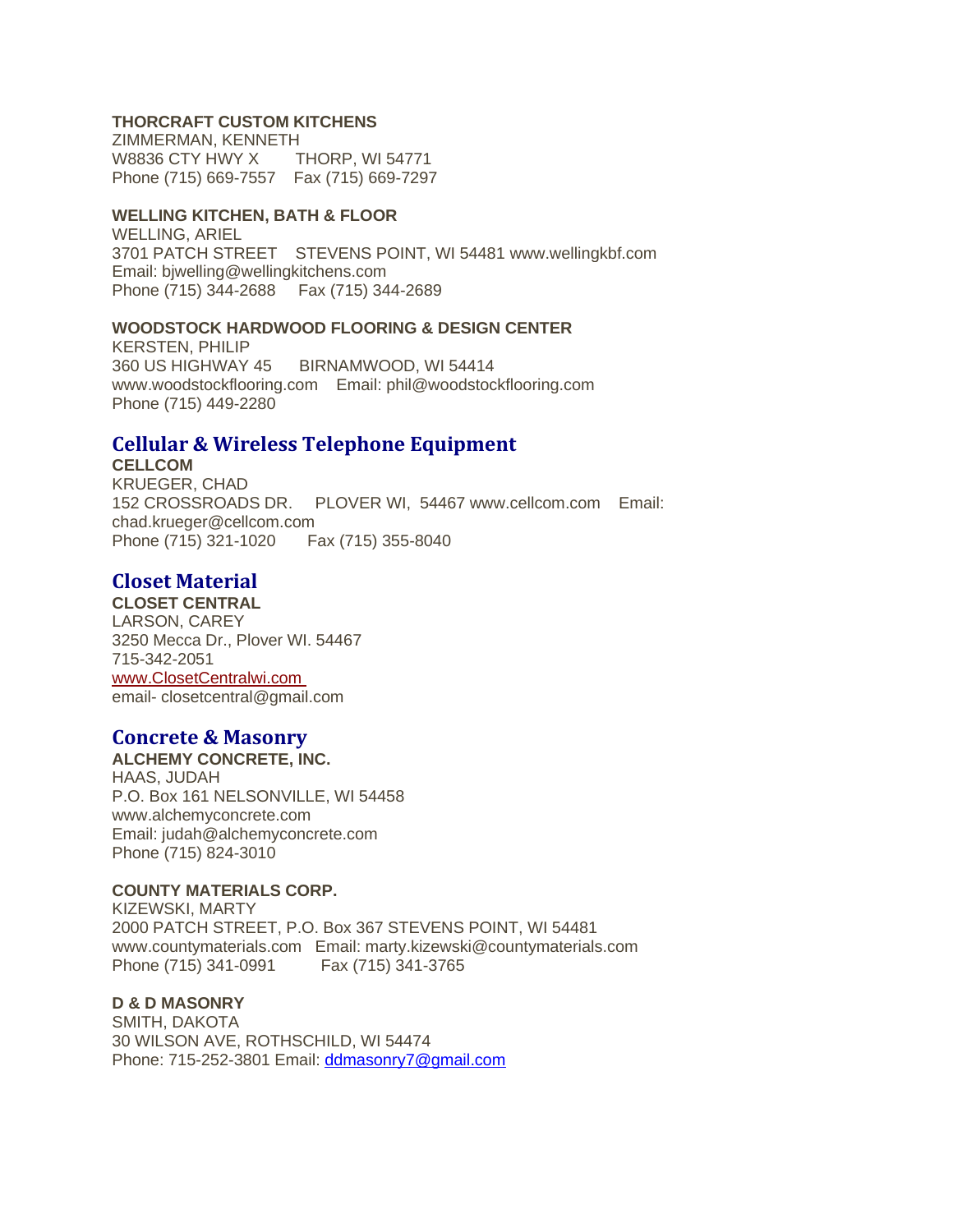**THORCRAFT CUSTOM KITCHENS**
ZIMMERMAN, KENNETH
W8836 CTY HWY X THORP, WI 54771
Phone (715) 669-7557 Fax (715) 669-7297

**WELLING KITCHEN, BATH & FLOOR**
WELLING, ARIEL
3701 PATCH STREET STEVENS POINT, WI 54481 www.wellingkbf.com
Email: bjwelling@wellingkitchens.com
Phone (715) 344-2688 Fax (715) 344-2689

**WOODSTOCK HARDWOOD FLOORING & DESIGN CENTER**
KERSTEN, PHILIP
360 US HIGHWAY 45 BIRNAMWOOD, WI 54414
www.woodstockflooring.com Email: phil@woodstockflooring.com
Phone (715) 449-2280

## Cellular & Wireless Telephone Equipment

**CELLCOM**
KRUEGER, CHAD
152 CROSSROADS DR. PLOVER WI, 54467 www.cellcom.com Email: chad.krueger@cellcom.com
Phone (715) 321-1020 Fax (715) 355-8040

## Closet Material

**CLOSET CENTRAL**
LARSON, CAREY
3250 Mecca Dr., Plover WI. 54467
715-342-2051
www.ClosetCentralwi.com
email- closetcentral@gmail.com

## Concrete & Masonry

**ALCHEMY CONCRETE, INC.**
HAAS, JUDAH
P.O. Box 161 NELSONVILLE, WI 54458
www.alchemyconcrete.com
Email: judah@alchemyconcrete.com
Phone (715) 824-3010

**COUNTY MATERIALS CORP.**
KIZEWSKI, MARTY
2000 PATCH STREET, P.O. Box 367 STEVENS POINT, WI 54481
www.countymaterials.com Email: marty.kizewski@countymaterials.com
Phone (715) 341-0991 Fax (715) 341-3765

**D & D MASONRY**
SMITH, DAKOTA
30 WILSON AVE, ROTHSCHILD, WI 54474
Phone: 715-252-3801 Email: ddmasonry7@gmail.com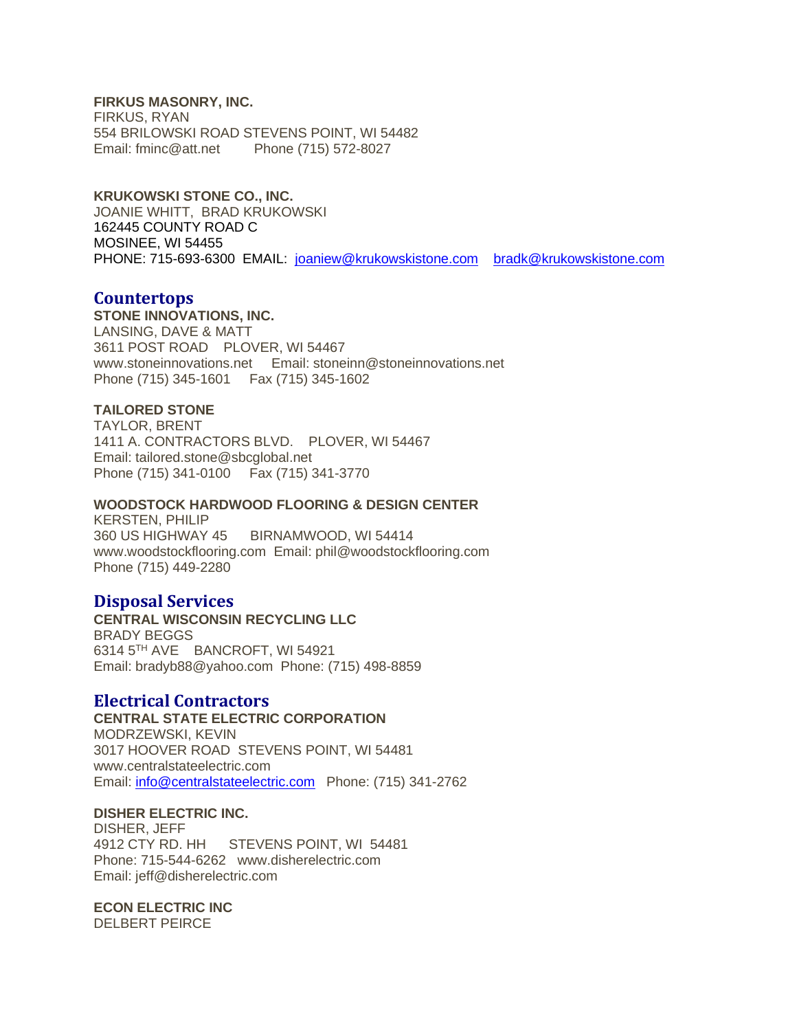**FIRKUS MASONRY, INC.**
FIRKUS, RYAN
554 BRILOWSKI ROAD STEVENS POINT, WI 54482
Email: fminc@att.net Phone (715) 572-8027

**KRUKOWSKI STONE CO., INC.**
JOANIE WHITT, BRAD KRUKOWSKI
162445 COUNTY ROAD C
MOSINEE, WI 54455
PHONE: 715-693-6300 EMAIL: joaniew@krukowskistone.com bradk@krukowskistone.com

## Countertops

**STONE INNOVATIONS, INC.**
LANSING, DAVE & MATT
3611 POST ROAD PLOVER, WI 54467
www.stoneinnovations.net Email: stoneinn@stoneinnovations.net
Phone (715) 345-1601 Fax (715) 345-1602

**TAILORED STONE**
TAYLOR, BRENT
1411 A. CONTRACTORS BLVD. PLOVER, WI 54467
Email: tailored.stone@sbcglobal.net
Phone (715) 341-0100 Fax (715) 341-3770

**WOODSTOCK HARDWOOD FLOORING & DESIGN CENTER**
KERSTEN, PHILIP
360 US HIGHWAY 45 BIRNAMWOOD, WI 54414
www.woodstockflooring.com Email: phil@woodstockflooring.com
Phone (715) 449-2280

## Disposal Services

**CENTRAL WISCONSIN RECYCLING LLC**
BRADY BEGGS
6314 5TH AVE BANCROFT, WI 54921
Email: bradyb88@yahoo.com Phone: (715) 498-8859

## Electrical Contractors

**CENTRAL STATE ELECTRIC CORPORATION**
MODRZEWSKI, KEVIN
3017 HOOVER ROAD STEVENS POINT, WI 54481
www.centralstateelectric.com
Email: info@centralstateelectric.com Phone: (715) 341-2762

**DISHER ELECTRIC INC.**
DISHER, JEFF
4912 CTY RD. HH STEVENS POINT, WI 54481
Phone: 715-544-6262 www.disherelectric.com
Email: jeff@disherelectric.com

**ECON ELECTRIC INC**
DELBERT PEIRCE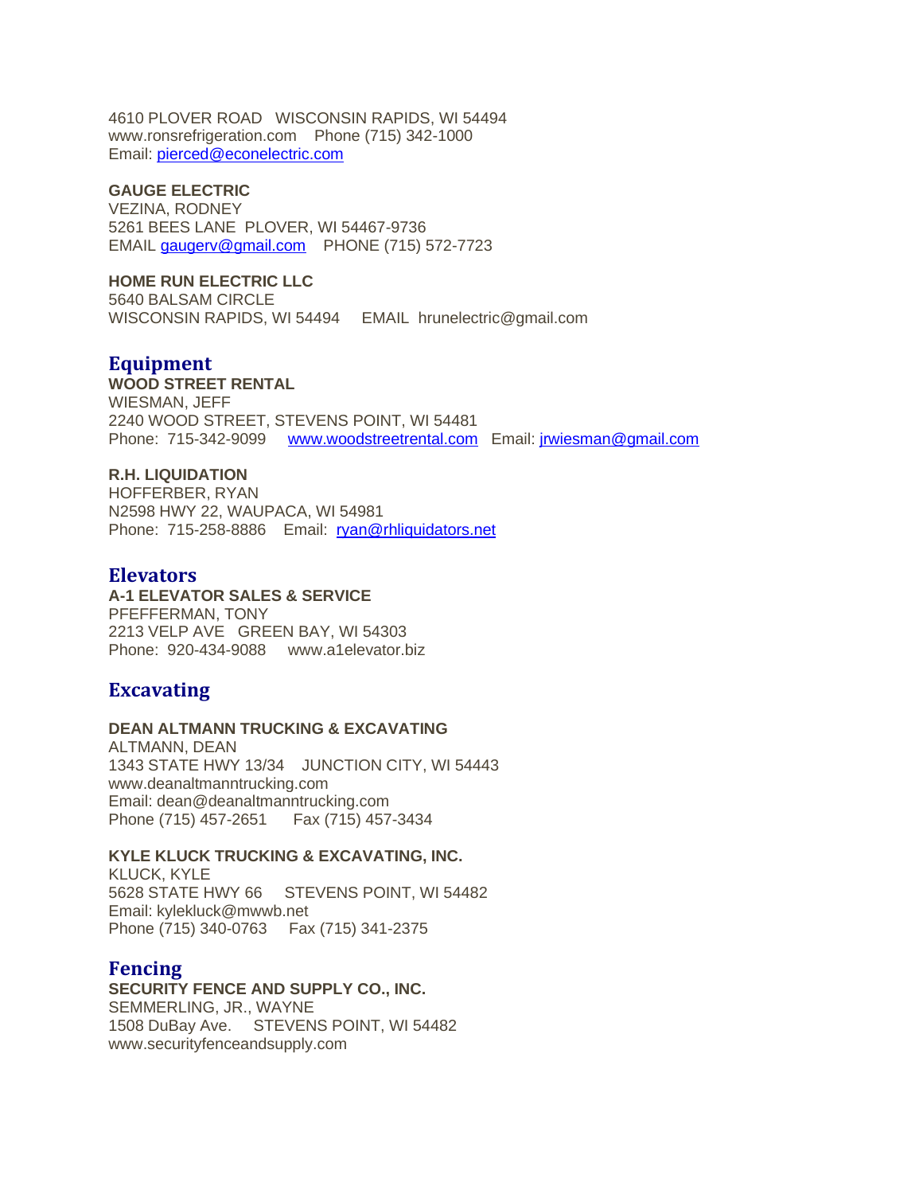4610 PLOVER ROAD   WISCONSIN RAPIDS, WI 54494
www.ronsrefrigeration.com    Phone (715) 342-1000
Email: pierced@econelectric.com

**GAUGE ELECTRIC**
VEZINA, RODNEY
5261 BEES LANE  PLOVER, WI 54467-9736
EMAIL gaugerv@gmail.com    PHONE (715) 572-7723

**HOME RUN ELECTRIC LLC**
5640 BALSAM CIRCLE
WISCONSIN RAPIDS, WI 54494     EMAIL  hrunelectric@gmail.com

## Equipment

**WOOD STREET RENTAL**
WIESMAN, JEFF
2240 WOOD STREET, STEVENS POINT, WI 54481
Phone:  715-342-9099     www.woodstreetrental.com   Email: jrwiesman@gmail.com

**R.H. LIQUIDATION**
HOFFERBER, RYAN
N2598 HWY 22, WAUPACA, WI 54981
Phone:  715-258-8886    Email:  ryan@rhliquidators.net

## Elevators

**A-1 ELEVATOR SALES & SERVICE**
PFEFFERMAN, TONY
2213 VELP AVE   GREEN BAY, WI 54303
Phone:  920-434-9088     www.a1elevator.biz

## Excavating

**DEAN ALTMANN TRUCKING & EXCAVATING**
ALTMANN, DEAN
1343 STATE HWY 13/34    JUNCTION CITY, WI 54443
www.deanaltmanntrucking.com
Email: dean@deanaltmanntrucking.com
Phone (715) 457-2651      Fax (715) 457-3434

**KYLE KLUCK TRUCKING & EXCAVATING, INC.**
KLUCK, KYLE
5628 STATE HWY 66     STEVENS POINT, WI 54482
Email: kylekluck@mwwb.net
Phone (715) 340-0763     Fax (715) 341-2375

## Fencing

**SECURITY FENCE AND SUPPLY CO., INC.**
SEMMERLING, JR., WAYNE
1508 DuBay Ave.     STEVENS POINT, WI 54482
www.securityfenceandsupply.com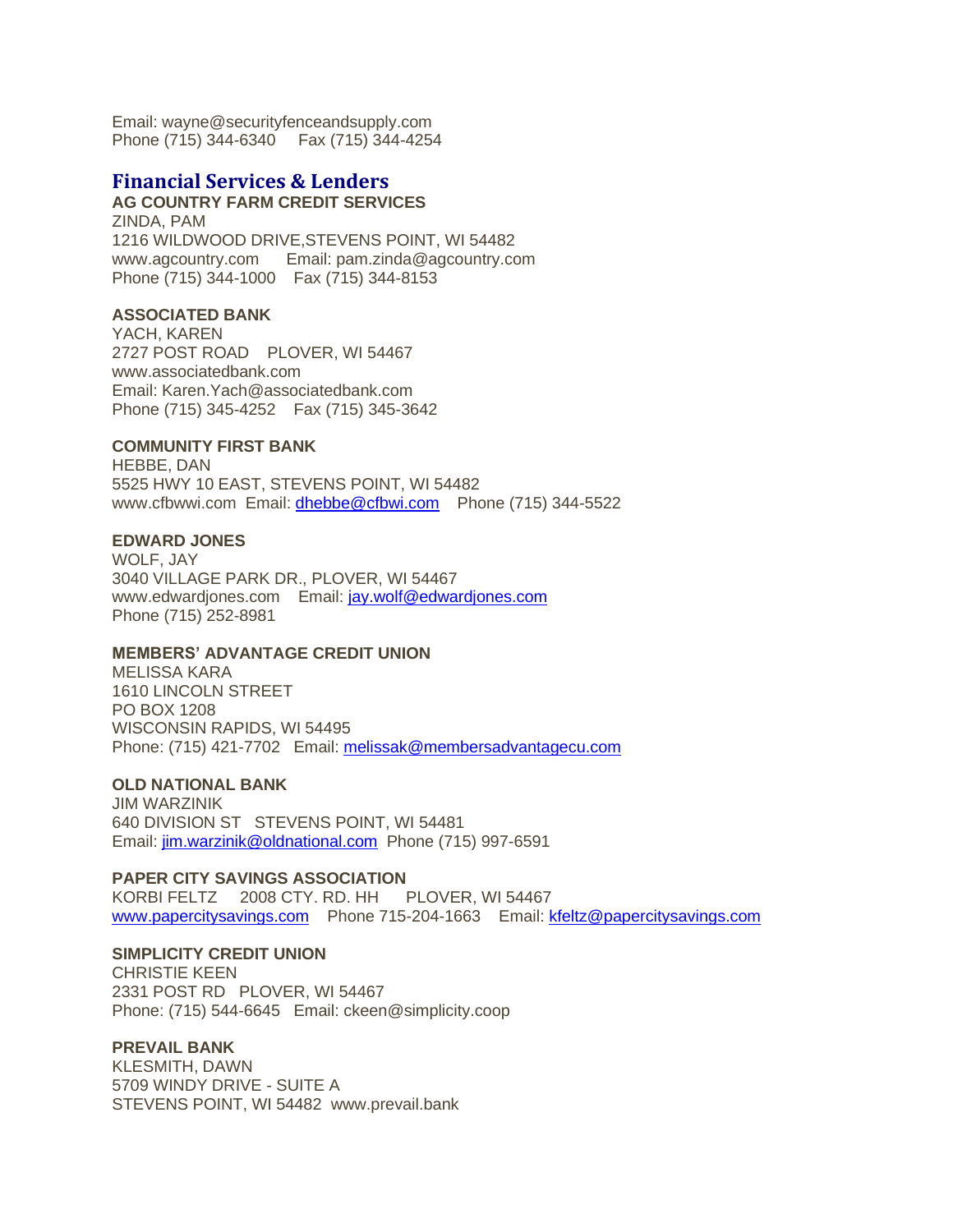Email: wayne@securityfenceandsupply.com
Phone (715) 344-6340     Fax (715) 344-4254

## Financial Services & Lenders

**AG COUNTRY FARM CREDIT SERVICES**
ZINDA, PAM
1216 WILDWOOD DRIVE,STEVENS POINT, WI 54482
www.agcountry.com     Email: pam.zinda@agcountry.com
Phone (715) 344-1000    Fax (715) 344-8153

**ASSOCIATED BANK**
YACH, KAREN
2727 POST ROAD    PLOVER, WI 54467
www.associatedbank.com
Email: Karen.Yach@associatedbank.com
Phone (715) 345-4252    Fax (715) 345-3642

**COMMUNITY FIRST BANK**
HEBBE, DAN
5525 HWY 10 EAST, STEVENS POINT, WI 54482
www.cfbwwi.com  Email: dhebbe@cfbwi.com    Phone (715) 344-5522

**EDWARD JONES**
WOLF, JAY
3040 VILLAGE PARK DR., PLOVER, WI 54467
www.edwardjones.com    Email: jay.wolf@edwardjones.com
Phone (715) 252-8981

**MEMBERS' ADVANTAGE CREDIT UNION**
MELISSA KARA
1610 LINCOLN STREET
PO BOX 1208
WISCONSIN RAPIDS, WI 54495
Phone: (715) 421-7702   Email: melissak@membersadvantagecu.com

**OLD NATIONAL BANK**
JIM WARZINIK
640 DIVISION ST   STEVENS POINT, WI 54481
Email: jim.warzinik@oldnational.com  Phone (715) 997-6591

**PAPER CITY SAVINGS ASSOCIATION**
KORBI FELTZ     2008 CTY. RD. HH      PLOVER, WI 54467
www.papercitysavings.com    Phone 715-204-1663    Email: kfeltz@papercitysavings.com

**SIMPLICITY CREDIT UNION**
CHRISTIE KEEN
2331 POST RD   PLOVER, WI 54467
Phone: (715) 544-6645   Email: ckeen@simplicity.coop

**PREVAIL BANK**
KLESMITH, DAWN
5709 WINDY DRIVE - SUITE A
STEVENS POINT, WI 54482  www.prevail.bank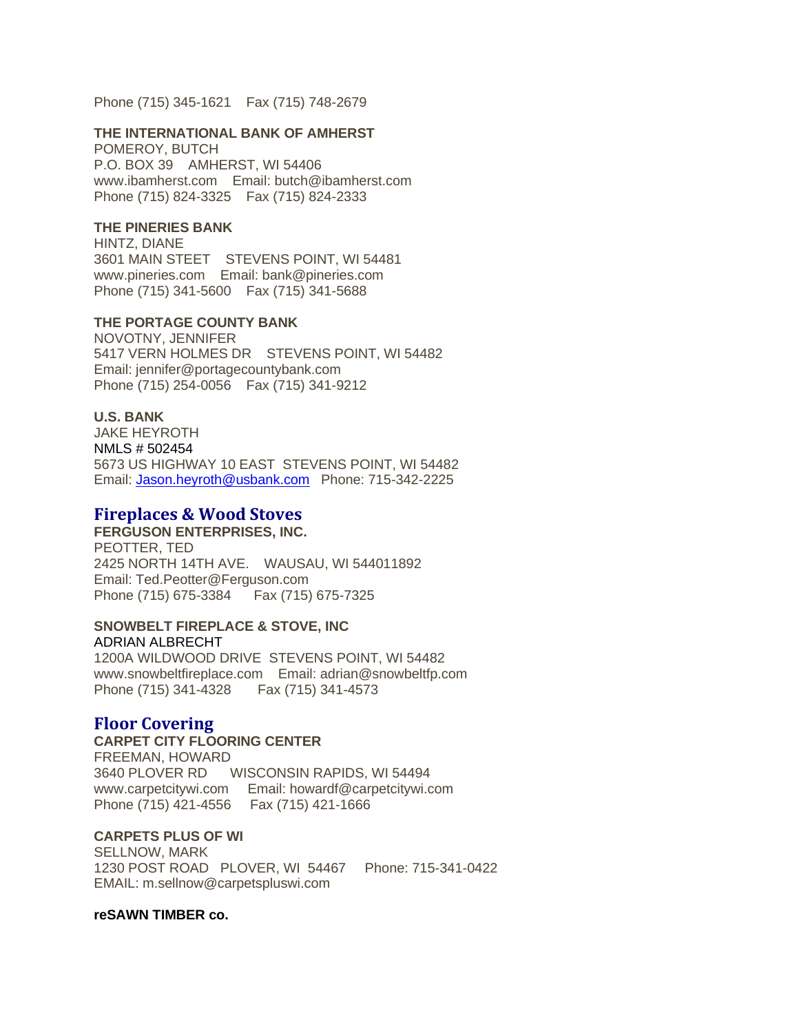Phone (715) 345-1621    Fax (715) 748-2679

**THE INTERNATIONAL BANK OF AMHERST**
POMEROY, BUTCH
P.O. BOX 39    AMHERST, WI 54406
www.ibamherst.com    Email: butch@ibamherst.com
Phone (715) 824-3325    Fax (715) 824-2333

**THE PINERIES BANK**
HINTZ, DIANE
3601 MAIN STEET    STEVENS POINT, WI 54481
www.pineries.com    Email: bank@pineries.com
Phone (715) 341-5600    Fax (715) 341-5688

**THE PORTAGE COUNTY BANK**
NOVOTNY, JENNIFER
5417 VERN HOLMES DR    STEVENS POINT, WI 54482
Email: jennifer@portagecountybank.com
Phone (715) 254-0056    Fax (715) 341-9212

**U.S. BANK**
JAKE HEYROTH
NMLS # 502454
5673 US HIGHWAY 10 EAST  STEVENS POINT, WI 54482
Email: Jason.heyroth@usbank.com   Phone: 715-342-2225

## Fireplaces & Wood Stoves

**FERGUSON ENTERPRISES, INC.**
PEOTTER, TED
2425 NORTH 14TH AVE.    WAUSAU, WI 544011892
Email: Ted.Peotter@Ferguson.com
Phone (715) 675-3384      Fax (715) 675-7325

**SNOWBELT FIREPLACE & STOVE, INC**
ADRIAN ALBRECHT
1200A WILDWOOD DRIVE  STEVENS POINT, WI 54482
www.snowbeltfireplace.com    Email: adrian@snowbeltfp.com
Phone (715) 341-4328       Fax (715) 341-4573

## Floor Covering

**CARPET CITY FLOORING CENTER**
FREEMAN, HOWARD
3640 PLOVER RD      WISCONSIN RAPIDS, WI 54494
www.carpetcitywi.com     Email: howardf@carpetcitywi.com
Phone (715) 421-4556     Fax (715) 421-1666

**CARPETS PLUS OF WI**
SELLNOW, MARK
1230 POST ROAD   PLOVER, WI  54467     Phone: 715-341-0422
EMAIL: m.sellnow@carpetspluswi.com

**reSAWN TIMBER co.**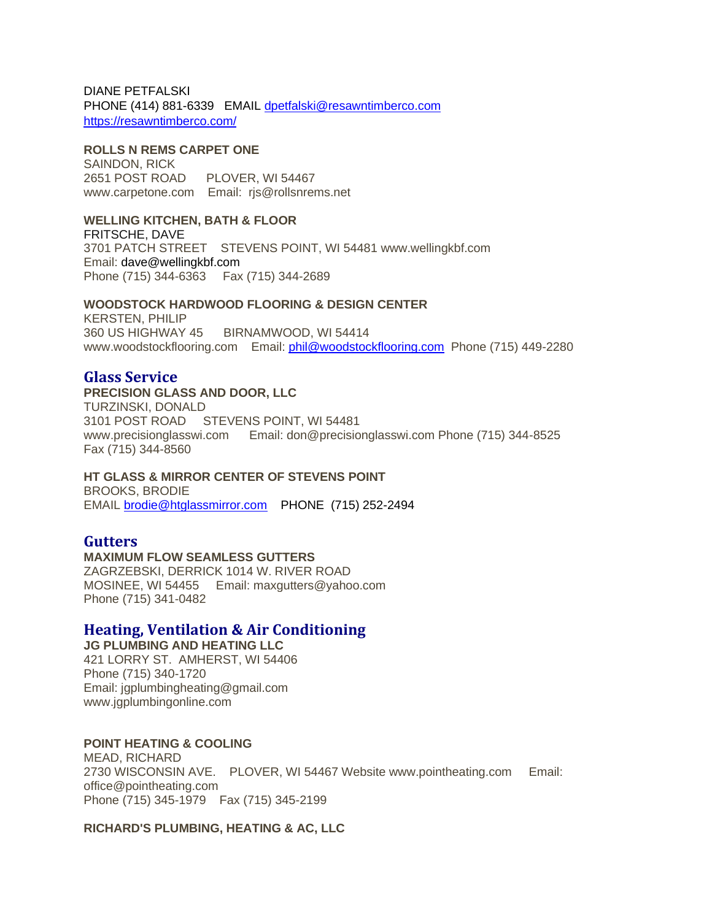DIANE PETFALSKI
PHONE (414) 881-6339   EMAIL dpetfalski@resawntimberco.com
https://resawntimberco.com/

**ROLLS N REMS CARPET ONE**
SAINDON, RICK
2651 POST ROAD     PLOVER, WI 54467
www.carpetone.com    Email:  rjs@rollsnrems.net

**WELLING KITCHEN, BATH & FLOOR**
FRITSCHE, DAVE
3701 PATCH STREET    STEVENS POINT, WI 54481 www.wellingkbf.com
Email: dave@wellingkbf.com
Phone (715) 344-6363     Fax (715) 344-2689

**WOODSTOCK HARDWOOD FLOORING & DESIGN CENTER**
KERSTEN, PHILIP
360 US HIGHWAY 45     BIRNAMWOOD, WI 54414
www.woodstockflooring.com    Email: phil@woodstockflooring.com  Phone (715) 449-2280

## Glass Service

**PRECISION GLASS AND DOOR, LLC**
TURZINSKI, DONALD
3101 POST ROAD     STEVENS POINT, WI 54481
www.precisionglasswi.com     Email: don@precisionglasswi.com Phone (715) 344-8525
Fax (715) 344-8560

**HT GLASS & MIRROR CENTER OF STEVENS POINT**
BROOKS, BRODIE
EMAIL brodie@htglassmirror.com    PHONE  (715) 252-2494

## Gutters

**MAXIMUM FLOW SEAMLESS GUTTERS**
ZAGRZEBSKI, DERRICK 1014 W. RIVER ROAD
MOSINEE, WI 54455     Email: maxgutters@yahoo.com
Phone (715) 341-0482

## Heating, Ventilation & Air Conditioning

**JG PLUMBING AND HEATING LLC**
421 LORRY ST.  AMHERST, WI 54406
Phone (715) 340-1720
Email: jgplumbingheating@gmail.com
www.jgplumbingonline.com

**POINT HEATING & COOLING**
MEAD, RICHARD
2730 WISCONSIN AVE.    PLOVER, WI 54467 Website www.pointheating.com     Email: office@pointheating.com
Phone (715) 345-1979    Fax (715) 345-2199

**RICHARD'S PLUMBING, HEATING & AC, LLC**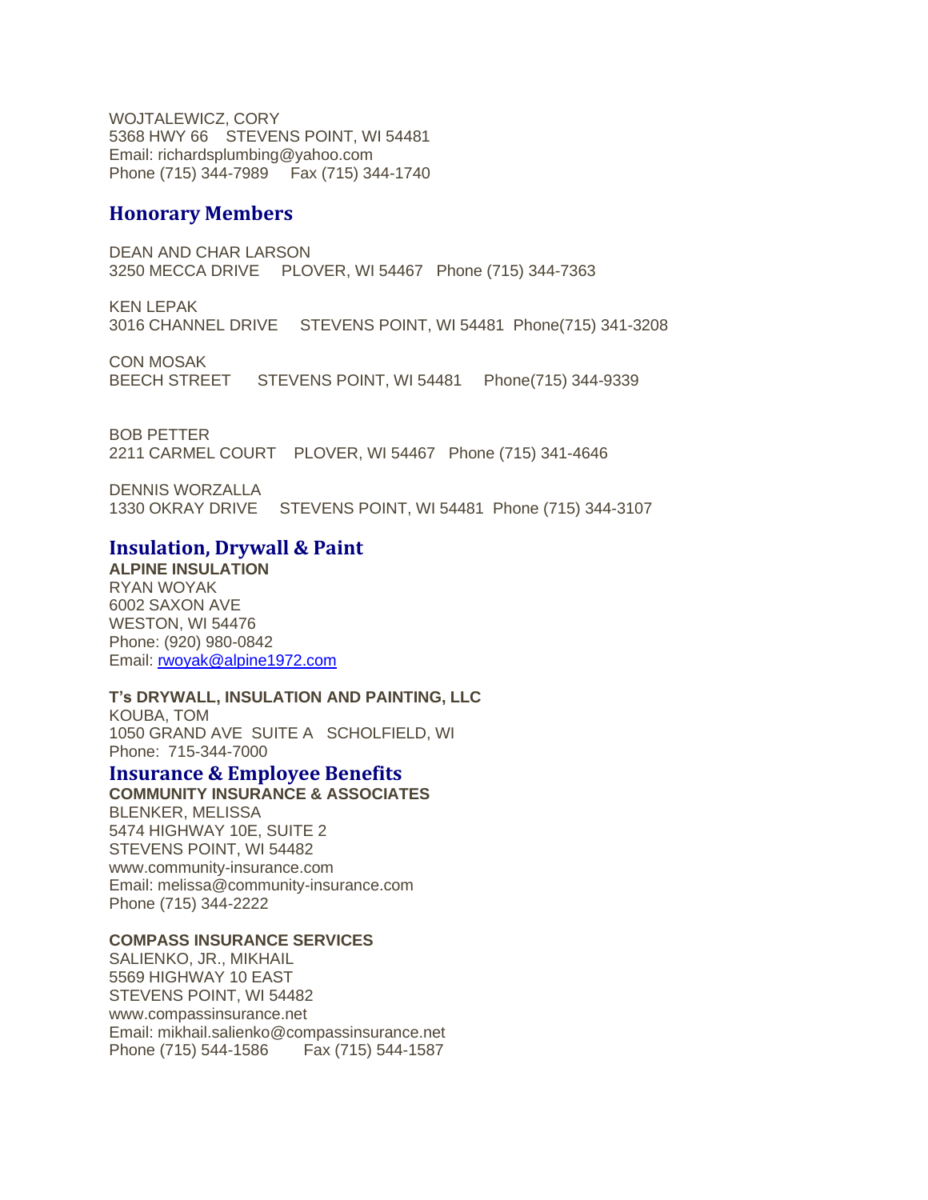WOJTALEWICZ, CORY
5368 HWY 66 STEVENS POINT, WI 54481
Email: richardsplumbing@yahoo.com
Phone (715) 344-7989 Fax (715) 344-1740

## Honorary Members

DEAN AND CHAR LARSON
3250 MECCA DRIVE PLOVER, WI 54467 Phone (715) 344-7363

KEN LEPAK
3016 CHANNEL DRIVE STEVENS POINT, WI 54481 Phone(715) 341-3208

CON MOSAK
BEECH STREET STEVENS POINT, WI 54481 Phone(715) 344-9339

BOB PETTER
2211 CARMEL COURT PLOVER, WI 54467 Phone (715) 341-4646

DENNIS WORZALLA
1330 OKRAY DRIVE STEVENS POINT, WI 54481 Phone (715) 344-3107

## Insulation, Drywall & Paint

**ALPINE INSULATION**
RYAN WOYAK
6002 SAXON AVE
WESTON, WI 54476
Phone: (920) 980-0842
Email: rwoyak@alpine1972.com

**T's DRYWALL, INSULATION AND PAINTING, LLC**
KOUBA, TOM
1050 GRAND AVE SUITE A SCHOLFIELD, WI
Phone: 715-344-7000

## Insurance & Employee Benefits

**COMMUNITY INSURANCE & ASSOCIATES**
BLENKER, MELISSA
5474 HIGHWAY 10E, SUITE 2
STEVENS POINT, WI 54482
www.community-insurance.com
Email: melissa@community-insurance.com
Phone (715) 344-2222

**COMPASS INSURANCE SERVICES**
SALIENKO, JR., MIKHAIL
5569 HIGHWAY 10 EAST
STEVENS POINT, WI 54482
www.compassinsurance.net
Email: mikhail.salienko@compassinsurance.net
Phone (715) 544-1586 Fax (715) 544-1587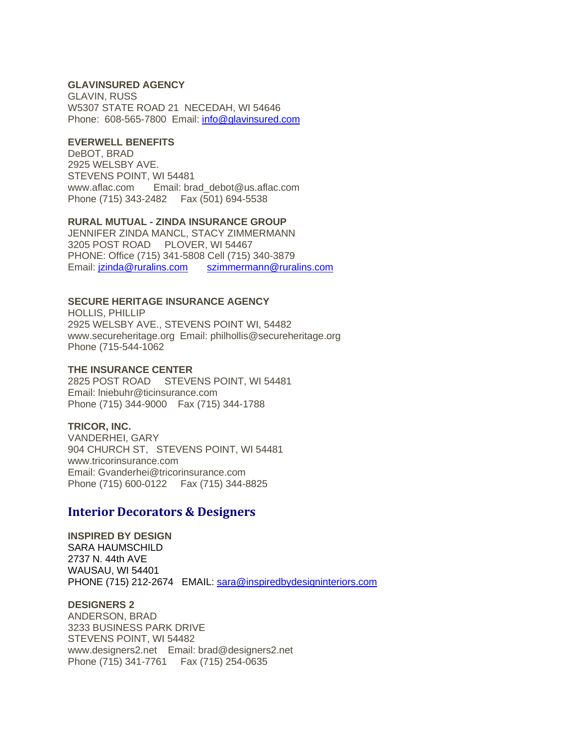**GLAVINSURED AGENCY**
GLAVIN, RUSS
W5307 STATE ROAD 21 NECEDAH, WI 54646
Phone: 608-565-7800 Email: info@glavinsured.com

**EVERWELL BENEFITS**
DeBOT, BRAD
2925 WELSBY AVE.
STEVENS POINT, WI 54481
www.aflac.com Email: brad_debot@us.aflac.com
Phone (715) 343-2482 Fax (501) 694-5538

**RURAL MUTUAL - ZINDA INSURANCE GROUP**
JENNIFER ZINDA MANCL, STACY ZIMMERMANN
3205 POST ROAD PLOVER, WI 54467
PHONE: Office (715) 341-5808 Cell (715) 340-3879
Email: jzinda@ruralins.com szimmermann@ruralins.com

**SECURE HERITAGE INSURANCE AGENCY**
HOLLIS, PHILLIP
2925 WELSBY AVE., STEVENS POINT WI, 54482
www.secureheritage.org Email: philhollis@secureheritage.org
Phone (715-544-1062

**THE INSURANCE CENTER**
2825 POST ROAD STEVENS POINT, WI 54481
Email: lniebuhr@ticinsurance.com
Phone (715) 344-9000 Fax (715) 344-1788

**TRICOR, INC.**
VANDERHEI, GARY
904 CHURCH ST, STEVENS POINT, WI 54481
www.tricorinsurance.com
Email: Gvanderhei@tricorinsurance.com
Phone (715) 600-0122 Fax (715) 344-8825

## Interior Decorators & Designers

**INSPIRED BY DESIGN**
SARA HAUMSCHILD
2737 N. 44th AVE
WAUSAU, WI 54401
PHONE (715) 212-2674 EMAIL: sara@inspiredbydesigninteriors.com

**DESIGNERS 2**
ANDERSON, BRAD
3233 BUSINESS PARK DRIVE
STEVENS POINT, WI 54482
www.designers2.net Email: brad@designers2.net
Phone (715) 341-7761 Fax (715) 254-0635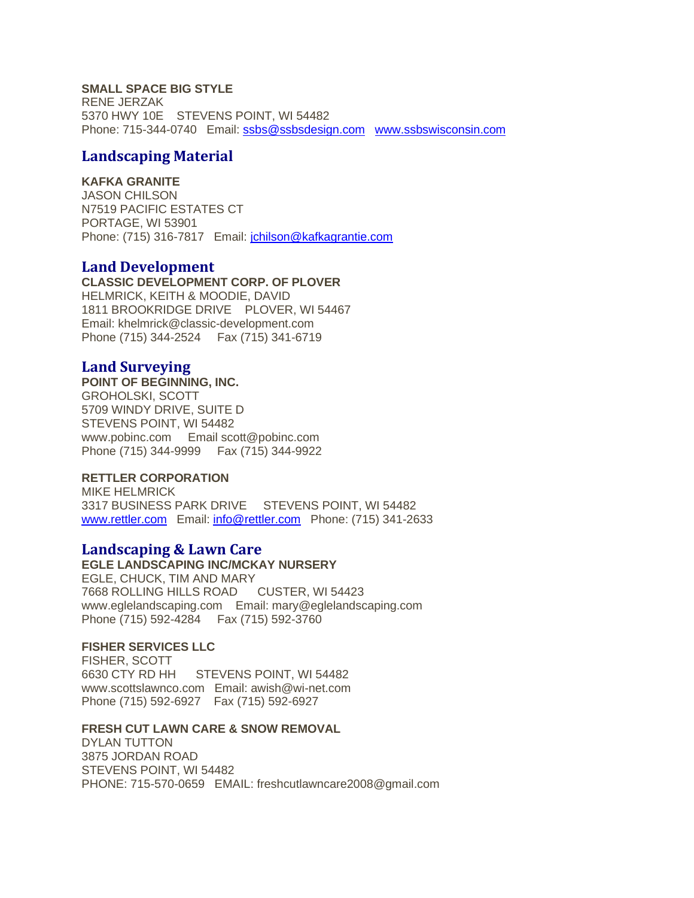**SMALL SPACE BIG STYLE**
RENE JERZAK
5370 HWY 10E    STEVENS POINT, WI 54482
Phone: 715-344-0740   Email: ssbs@ssbsdesign.com   www.ssbswisconsin.com

## Landscaping Material

**KAFKA GRANITE**
JASON CHILSON
N7519 PACIFIC ESTATES CT
PORTAGE, WI 53901
Phone: (715) 316-7817   Email: jchilson@kafkagrantie.com

## Land Development

**CLASSIC DEVELOPMENT CORP. OF PLOVER**
HELMRICK, KEITH & MOODIE, DAVID
1811 BROOKRIDGE DRIVE    PLOVER, WI 54467
Email: khelmrick@classic-development.com
Phone (715) 344-2524    Fax (715) 341-6719

## Land Surveying

**POINT OF BEGINNING, INC.**
GROHOLSKI, SCOTT
5709 WINDY DRIVE, SUITE D
STEVENS POINT, WI 54482
www.pobinc.com    Email scott@pobinc.com
Phone (715) 344-9999    Fax (715) 344-9922

**RETTLER CORPORATION**
MIKE HELMRICK
3317 BUSINESS PARK DRIVE    STEVENS POINT, WI 54482
www.rettler.com   Email: info@rettler.com   Phone: (715) 341-2633

## Landscaping & Lawn Care

**EGLE LANDSCAPING INC/MCKAY NURSERY**
EGLE, CHUCK, TIM AND MARY
7668 ROLLING HILLS ROAD    CUSTER, WI 54423
www.eglelandscaping.com   Email: mary@eglelandscaping.com
Phone (715) 592-4284    Fax (715) 592-3760

**FISHER SERVICES LLC**
FISHER, SCOTT
6630 CTY RD HH    STEVENS POINT, WI 54482
www.scottslawnco.com   Email: awish@wi-net.com
Phone (715) 592-6927    Fax (715) 592-6927

**FRESH CUT LAWN CARE & SNOW REMOVAL**
DYLAN TUTTON
3875 JORDAN ROAD
STEVENS POINT, WI 54482
PHONE: 715-570-0659   EMAIL: freshcutlawncare2008@gmail.com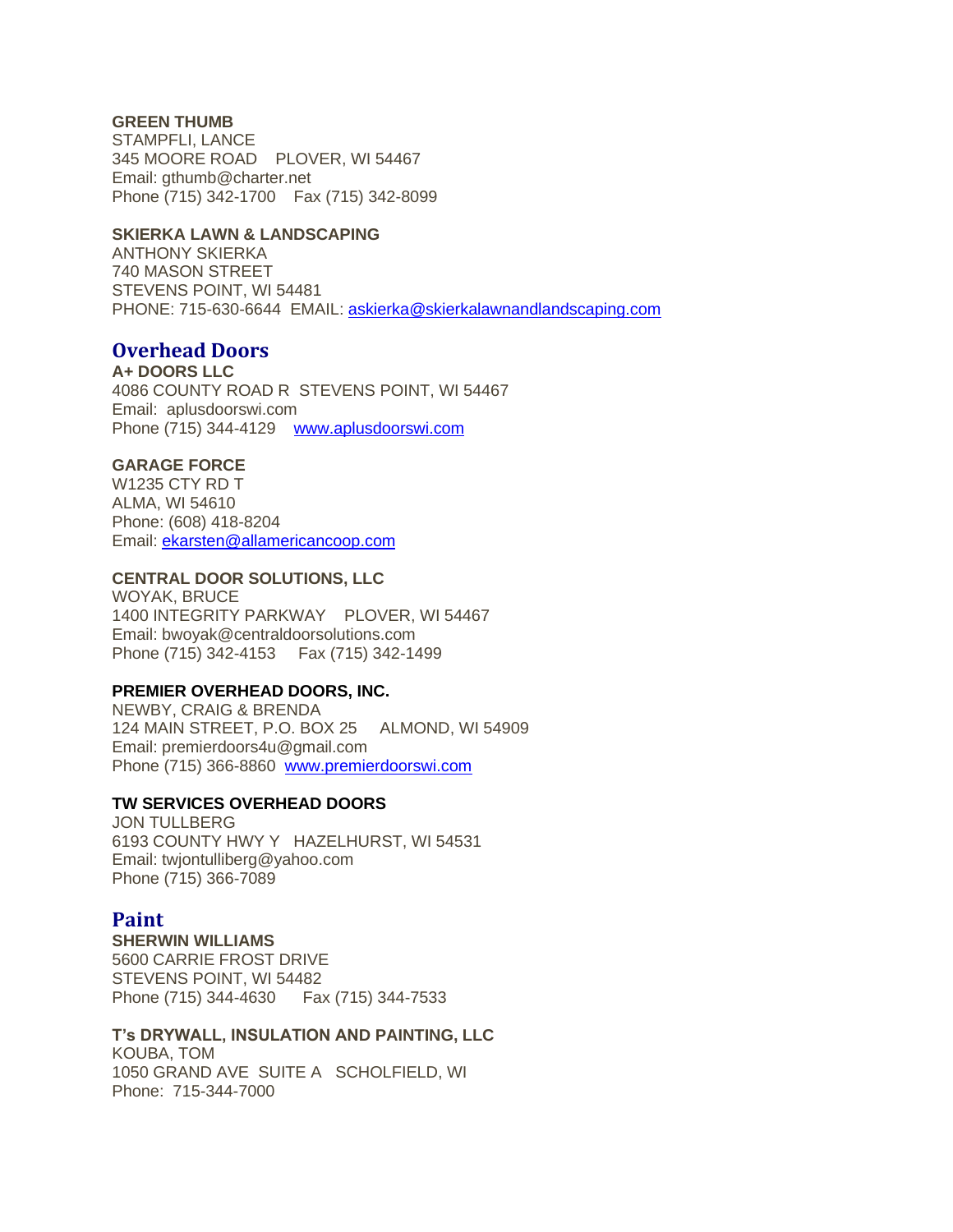**GREEN THUMB**
STAMPFLI, LANCE
345 MOORE ROAD PLOVER, WI 54467
Email: gthumb@charter.net
Phone (715) 342-1700 Fax (715) 342-8099

**SKIERKA LAWN & LANDSCAPING**
ANTHONY SKIERKA
740 MASON STREET
STEVENS POINT, WI 54481
PHONE: 715-630-6644 EMAIL: askierka@skierkalawnandlandscaping.com

## Overhead Doors

**A+ DOORS LLC**
4086 COUNTY ROAD R STEVENS POINT, WI 54467
Email: aplusdoorswi.com
Phone (715) 344-4129 www.aplusdoorswi.com

**GARAGE FORCE**
W1235 CTY RD T
ALMA, WI 54610
Phone: (608) 418-8204
Email: ekarsten@allamericancoop.com

**CENTRAL DOOR SOLUTIONS, LLC**
WOYAK, BRUCE
1400 INTEGRITY PARKWAY PLOVER, WI 54467
Email: bwoyak@centraldoorsolutions.com
Phone (715) 342-4153 Fax (715) 342-1499

**PREMIER OVERHEAD DOORS, INC.**
NEWBY, CRAIG & BRENDA
124 MAIN STREET, P.O. BOX 25 ALMOND, WI 54909
Email: premierdoors4u@gmail.com
Phone (715) 366-8860 www.premierdoorswi.com

**TW SERVICES OVERHEAD DOORS**
JON TULLBERG
6193 COUNTY HWY Y HAZELHURST, WI 54531
Email: twjontulliberg@yahoo.com
Phone (715) 366-7089

## Paint

**SHERWIN WILLIAMS**
5600 CARRIE FROST DRIVE
STEVENS POINT, WI 54482
Phone (715) 344-4630 Fax (715) 344-7533

**T's DRYWALL, INSULATION AND PAINTING, LLC**
KOUBA, TOM
1050 GRAND AVE SUITE A SCHOLFIELD, WI
Phone: 715-344-7000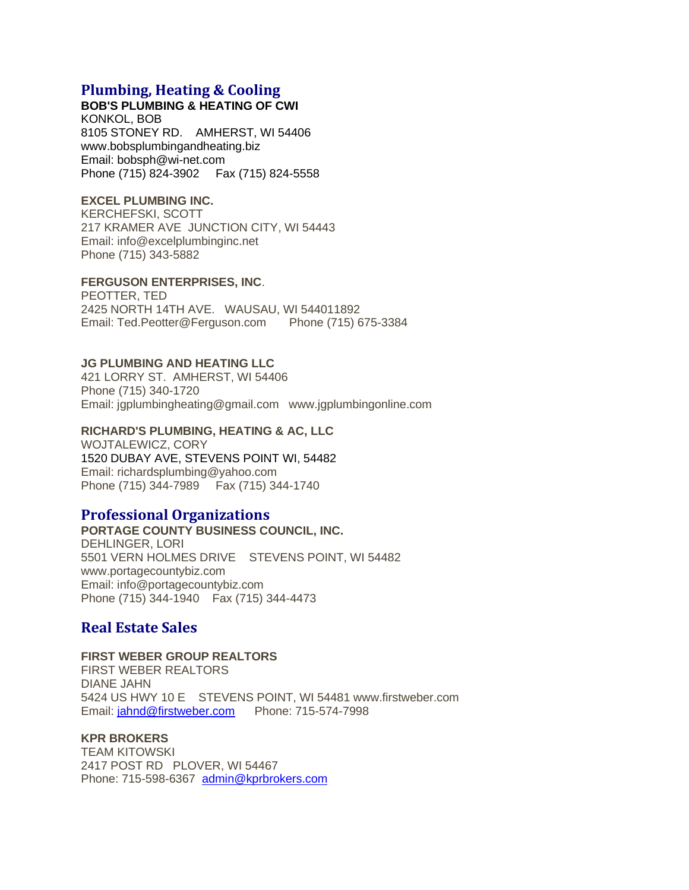## Plumbing, Heating & Cooling

**BOB'S PLUMBING & HEATING OF CWI**
KONKOL, BOB
8105 STONEY RD. AMHERST, WI 54406
www.bobsplumbingandheating.biz
Email: bobsph@wi-net.com
Phone (715) 824-3902 Fax (715) 824-5558

**EXCEL PLUMBING INC.**
KERCHEFSKI, SCOTT
217 KRAMER AVE JUNCTION CITY, WI 54443
Email: info@excelplumbinginc.net
Phone (715) 343-5882

**FERGUSON ENTERPRISES, INC**.
PEOTTER, TED
2425 NORTH 14TH AVE. WAUSAU, WI 544011892
Email: Ted.Peotter@Ferguson.com Phone (715) 675-3384

**JG PLUMBING AND HEATING LLC**
421 LORRY ST. AMHERST, WI 54406
Phone (715) 340-1720
Email: jgplumbingheating@gmail.com www.jgplumbingonline.com

**RICHARD'S PLUMBING, HEATING & AC, LLC**
WOJTALEWICZ, CORY
1520 DUBAY AVE, STEVENS POINT WI, 54482
Email: richardsplumbing@yahoo.com
Phone (715) 344-7989 Fax (715) 344-1740

## Professional Organizations

**PORTAGE COUNTY BUSINESS COUNCIL, INC.**
DEHLINGER, LORI
5501 VERN HOLMES DRIVE STEVENS POINT, WI 54482
www.portagecountybiz.com
Email: info@portagecountybiz.com
Phone (715) 344-1940 Fax (715) 344-4473

## Real Estate Sales

**FIRST WEBER GROUP REALTORS**
FIRST WEBER REALTORS
DIANE JAHN
5424 US HWY 10 E STEVENS POINT, WI 54481 www.firstweber.com
Email: jahnd@firstweber.com Phone: 715-574-7998

**KPR BROKERS**
TEAM KITOWSKI
2417 POST RD PLOVER, WI 54467
Phone: 715-598-6367 admin@kprbrokers.com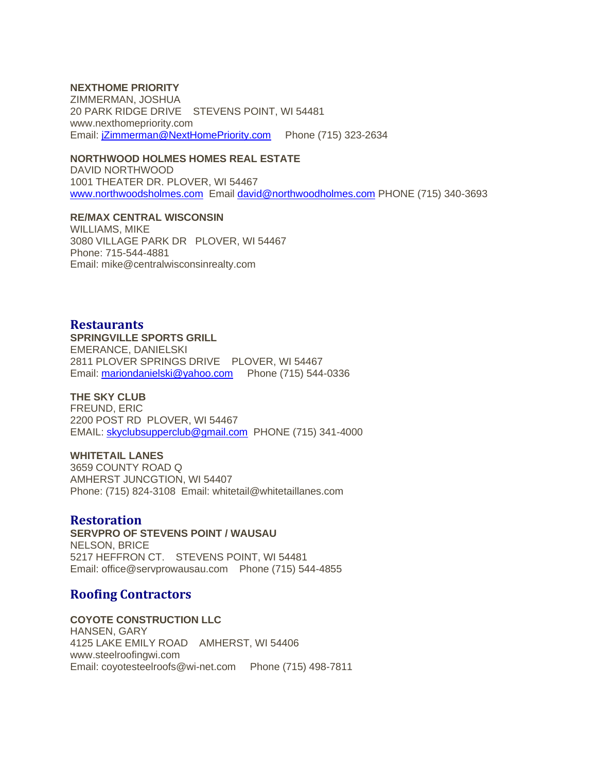**NEXTHOME PRIORITY**
ZIMMERMAN, JOSHUA
20 PARK RIDGE DRIVE    STEVENS POINT, WI 54481
www.nexthomepriority.com
Email: jZimmerman@NextHomePriority.com    Phone (715) 323-2634

**NORTHWOOD HOLMES HOMES REAL ESTATE**
DAVID NORTHWOOD
1001 THEATER DR. PLOVER, WI 54467
www.northwoodsholmes.com  Email david@northwoodholmes.com PHONE (715) 340-3693

**RE/MAX CENTRAL WISCONSIN**
WILLIAMS, MIKE
3080 VILLAGE PARK DR   PLOVER, WI 54467
Phone: 715-544-4881
Email: mike@centralwisconsinrealty.com

## Restaurants

**SPRINGVILLE SPORTS GRILL**
EMERANCE, DANIELSKI
2811 PLOVER SPRINGS DRIVE    PLOVER, WI 54467
Email: mariondanielski@yahoo.com    Phone (715) 544-0336

**THE SKY CLUB**
FREUND, ERIC
2200 POST RD  PLOVER, WI 54467
EMAIL: skyclubsupperclub@gmail.com  PHONE (715) 341-4000

**WHITETAIL LANES**
3659 COUNTY ROAD Q
AMHERST JUNCGTION, WI 54407
Phone: (715) 824-3108  Email: whitetail@whitetaillanes.com

## Restoration

**SERVPRO OF STEVENS POINT / WAUSAU**
NELSON, BRICE
5217 HEFFRON CT.    STEVENS POINT, WI 54481
Email: office@servprowausau.com    Phone (715) 544-4855

## Roofing Contractors

**COYOTE CONSTRUCTION LLC**
HANSEN, GARY
4125 LAKE EMILY ROAD    AMHERST, WI 54406
www.steelroofingwi.com
Email: coyotesteelroofs@wi-net.com    Phone (715) 498-7811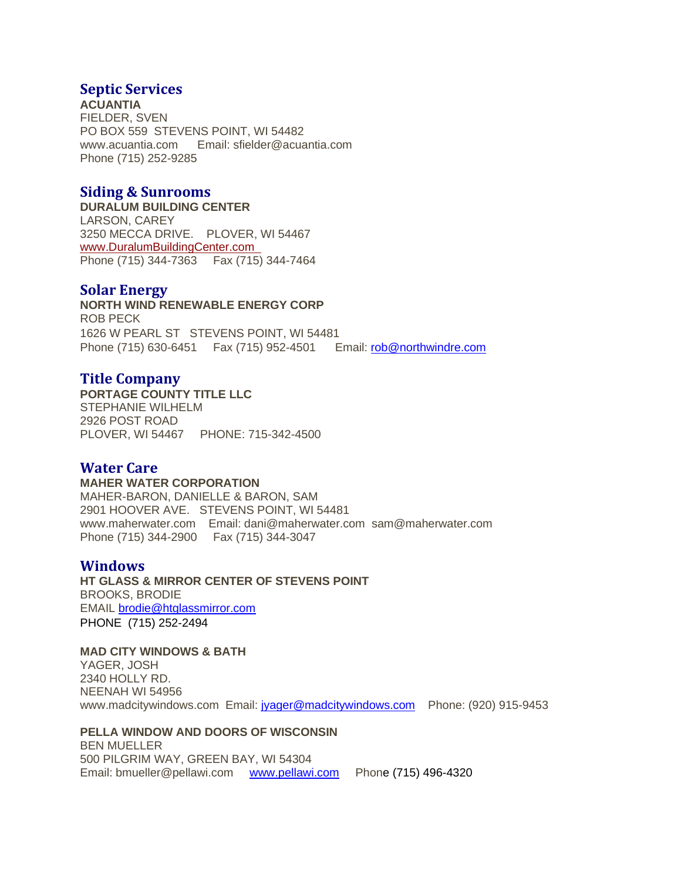## Septic Services

**ACUANTIA**
FIELDER, SVEN
PO BOX 559 STEVENS POINT, WI 54482
www.acuantia.com Email: sfielder@acuantia.com
Phone (715) 252-9285

## Siding & Sunrooms

**DURALUM BUILDING CENTER**
LARSON, CAREY
3250 MECCA DRIVE. PLOVER, WI 54467
www.DuralumBuildingCenter.com
Phone (715) 344-7363 Fax (715) 344-7464

## Solar Energy

**NORTH WIND RENEWABLE ENERGY CORP**
ROB PECK
1626 W PEARL ST STEVENS POINT, WI 54481
Phone (715) 630-6451 Fax (715) 952-4501 Email: rob@northwindre.com

## Title Company

**PORTAGE COUNTY TITLE LLC**
STEPHANIE WILHELM
2926 POST ROAD
PLOVER, WI 54467 PHONE: 715-342-4500

## Water Care

**MAHER WATER CORPORATION**
MAHER-BARON, DANIELLE & BARON, SAM
2901 HOOVER AVE. STEVENS POINT, WI 54481
www.maherwater.com Email: dani@maherwater.com sam@maherwater.com
Phone (715) 344-2900 Fax (715) 344-3047

## Windows

**HT GLASS & MIRROR CENTER OF STEVENS POINT**
BROOKS, BRODIE
EMAIL brodie@htglassmirror.com
PHONE (715) 252-2494

**MAD CITY WINDOWS & BATH**
YAGER, JOSH
2340 HOLLY RD.
NEENAH WI 54956
www.madcitywindows.com Email: jyager@madcitywindows.com Phone: (920) 915-9453

**PELLA WINDOW AND DOORS OF WISCONSIN**
BEN MUELLER
500 PILGRIM WAY, GREEN BAY, WI 54304
Email: bmueller@pellawi.com www.pellawi.com Phone (715) 496-4320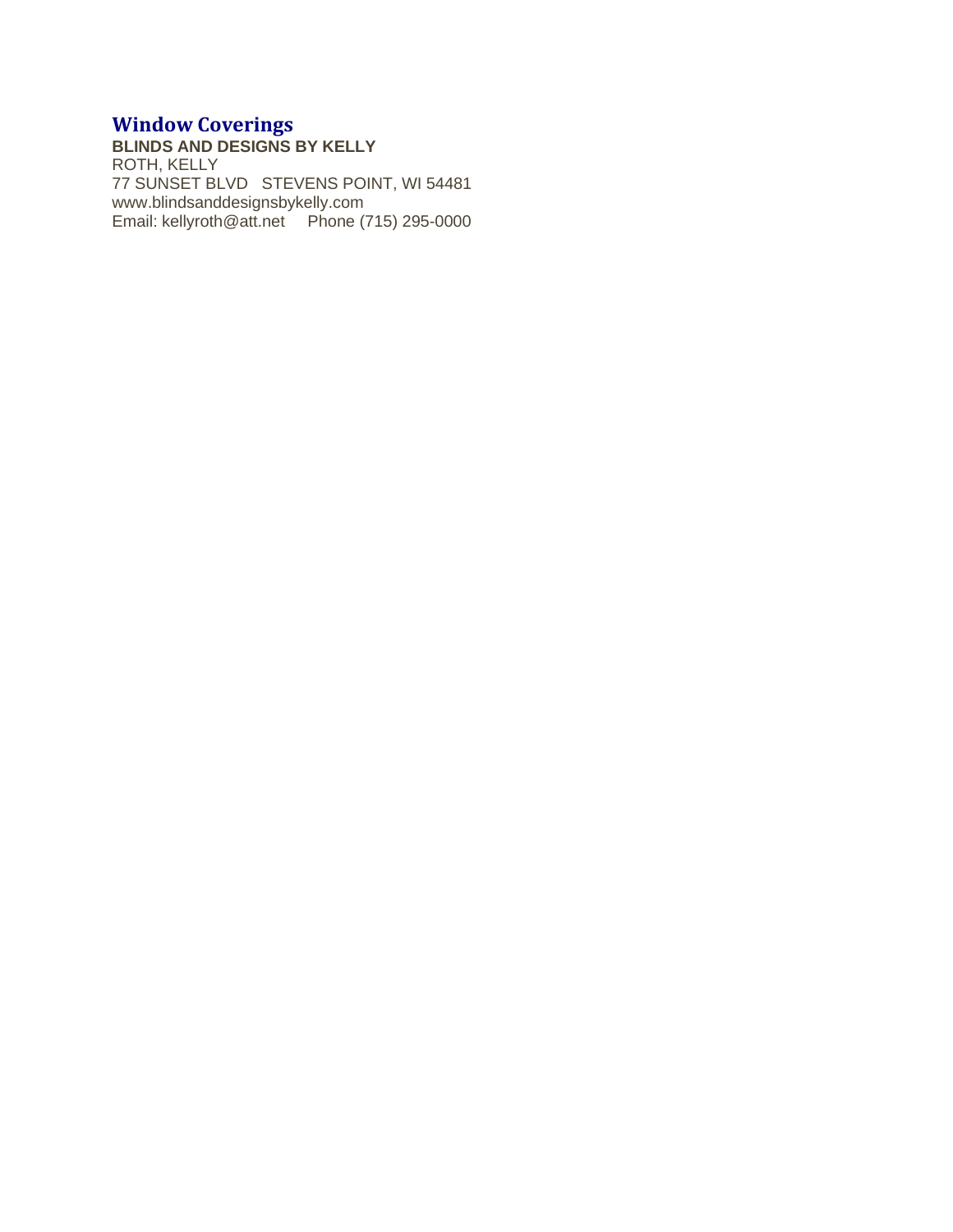## Window Coverings

**BLINDS AND DESIGNS BY KELLY**
ROTH, KELLY
77 SUNSET BLVD STEVENS POINT, WI 54481
www.blindsanddesignsbykelly.com
Email: kellyroth@att.net Phone (715) 295-0000